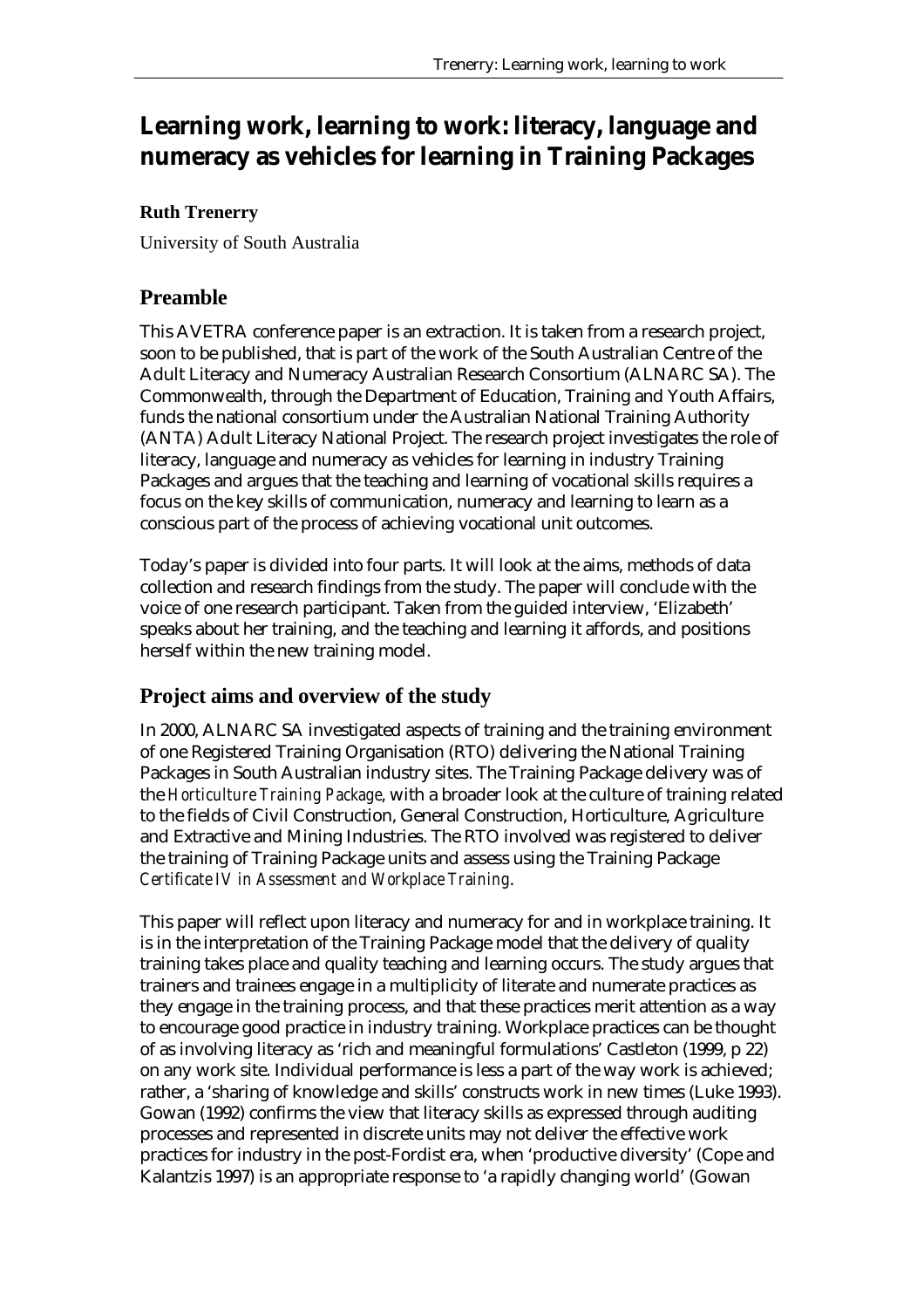# Learning work, learning to work: literacy, language and numeracy as vehicles for learning in Training Packages

**Ruth Trenerry**

University of South Australia

## Preamble

This AVETRA conference paper is an extraction. It is taken from a research project, soon to be published, that is part of the work of the South Australian Centre of the Adult Literacy and Numeracy Australian Research Consortium (ALNARC SA). The Commonwealth, through the Department of Education, Training and Youth Affairs, funds the national consortium under the Australian National Training Authority (ANTA) Adult Literacy National Project. The research project investigates the role of literacy, language and numeracy as vehicles for learning in industry Training Packages and argues that the teaching and learning of vocational skills requires a focus on the key skills of communication, numeracy and learning to learn as a conscious part of the process of achieving vocational unit outcomes.

Today's paper is divided into four parts. It will look at the aims, methods of data collection and research findings from the study. The paper will conclude with the voice of one research participant. Taken from the guided interview, 'Elizabeth' speaks about her training, and the teaching and learning it affords, and positions herself within the new training model.

## Project aims and overview of the study

In 2000, ALNARC SA investigated aspects of training and the training environment of one Registered Training Organisation (RTO) delivering the National Training Packages in South Australian industry sites. The Training Package delivery was of the *Horticulture Training Package*, with a broader look at the culture of training related to the fields of Civil Construction, General Construction, Horticulture, Agriculture and Extractive and Mining Industries. The RTO involved was registered to deliver the training of Training Package units and assess using the Training Package *Certificate IV in Assessment and Workplace Training*.

This paper will reflect upon literacy and numeracy for and in workplace training. It is in the interpretation of the Training Package model that the delivery of quality training takes place and quality teaching and learning occurs. The study argues that trainers and trainees engage in a multiplicity of literate and numerate practices as they engage in the training process, and that these practices merit attention as a way to encourage good practice in industry training. Workplace practices can be thought of as involving literacy as 'rich and meaningful formulations' Castleton (1999, p 22) on any work site. Individual performance is less a part of the way work is achieved; rather, a 'sharing of knowledge and skills' constructs work in new times (Luke 1993). Gowan (1992) confirms the view that literacy skills as expressed through auditing processes and represented in discrete units may not deliver the effective work practices for industry in the post-Fordist era, when 'productive diversity' (Cope and Kalantzis 1997) is an appropriate response to 'a rapidly changing world' (Gowan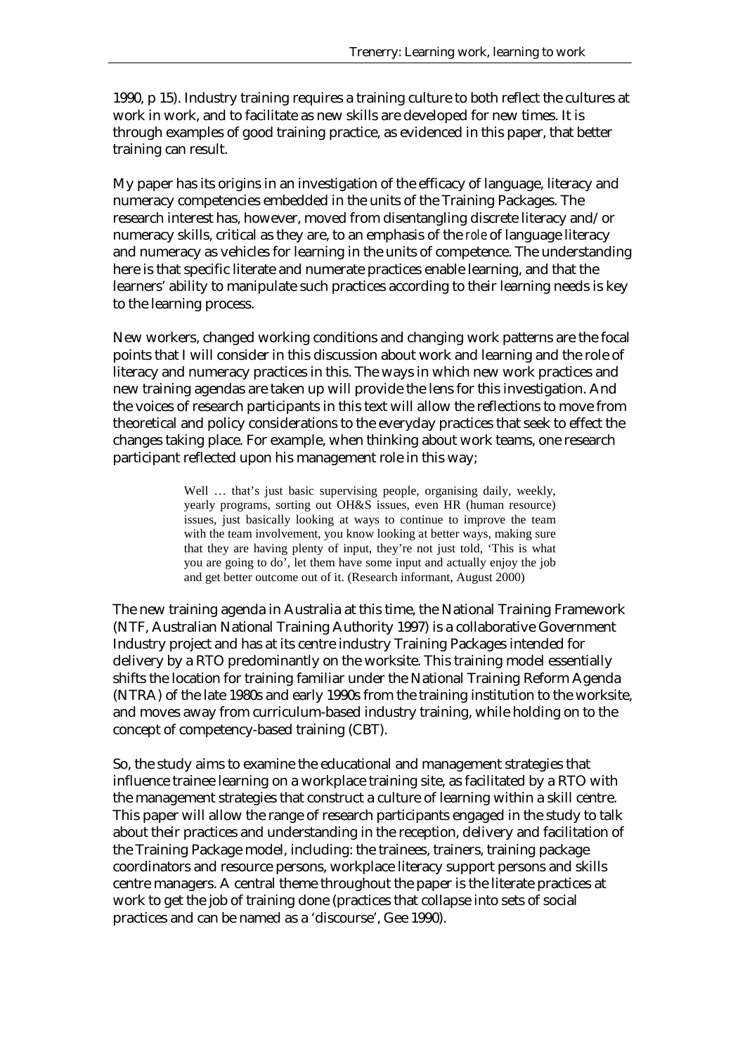1990, p 15). Industry training requires a training culture to both reflect the cultures at work in work, and to facilitate as new skills are developed for new times. It is through examples of good training practice, as evidenced in this paper, that better training can result.

My paper has its origins in an investigation of the efficacy of language, literacy and numeracy competencies embedded in the units of the Training Packages. The research interest has, however, moved from disentangling discrete literacy and/or numeracy skills, critical as they are, to an emphasis of the *role* of language literacy and numeracy as vehicles for learning in the units of competence. The understanding here is that specific literate and numerate practices enable learning, and that the learners' ability to manipulate such practices according to their learning needs is key to the learning process.

New workers, changed working conditions and changing work patterns are the focal points that I will consider in this discussion about work and learning and the role of literacy and numeracy practices in this. The ways in which new work practices and new training agendas are taken up will provide the lens for this investigation. And the voices of research participants in this text will allow the reflections to move from theoretical and policy considerations to the everyday practices that seek to effect the changes taking place. For example, when thinking about work teams, one research participant reflected upon his management role in this way;

> Well … that's just basic supervising people, organising daily, weekly, yearly programs, sorting out OH&S issues, even HR (human resource) issues, just basically looking at ways to continue to improve the team with the team involvement, you know looking at better ways, making sure that they are having plenty of input, they're not just told, 'This is what you are going to do', let them have some input and actually enjoy the job and get better outcome out of it. (Research informant, August 2000)

The new training agenda in Australia at this time, the National Training Framework (NTF, Australian National Training Authority 1997) is a collaborative Government Industry project and has at its centre industry Training Packages intended for delivery by a RTO predominantly on the worksite. This training model essentially shifts the location for training familiar under the National Training Reform Agenda (NTRA) of the late 1980s and early 1990s from the training institution to the worksite, and moves away from curriculum-based industry training, while holding on to the concept of competency-based training (CBT).

So, the study aims to examine the educational and management strategies that influence trainee learning on a workplace training site, as facilitated by a RTO with the management strategies that construct a culture of learning within a skill centre. This paper will allow the range of research participants engaged in the study to talk about their practices and understanding in the reception, delivery and facilitation of the Training Package model, including: the trainees, trainers, training package coordinators and resource persons, workplace literacy support persons and skills centre managers. A central theme throughout the paper is the literate practices at work to get the job of training done (practices that collapse into sets of social practices and can be named as a 'discourse', Gee 1990).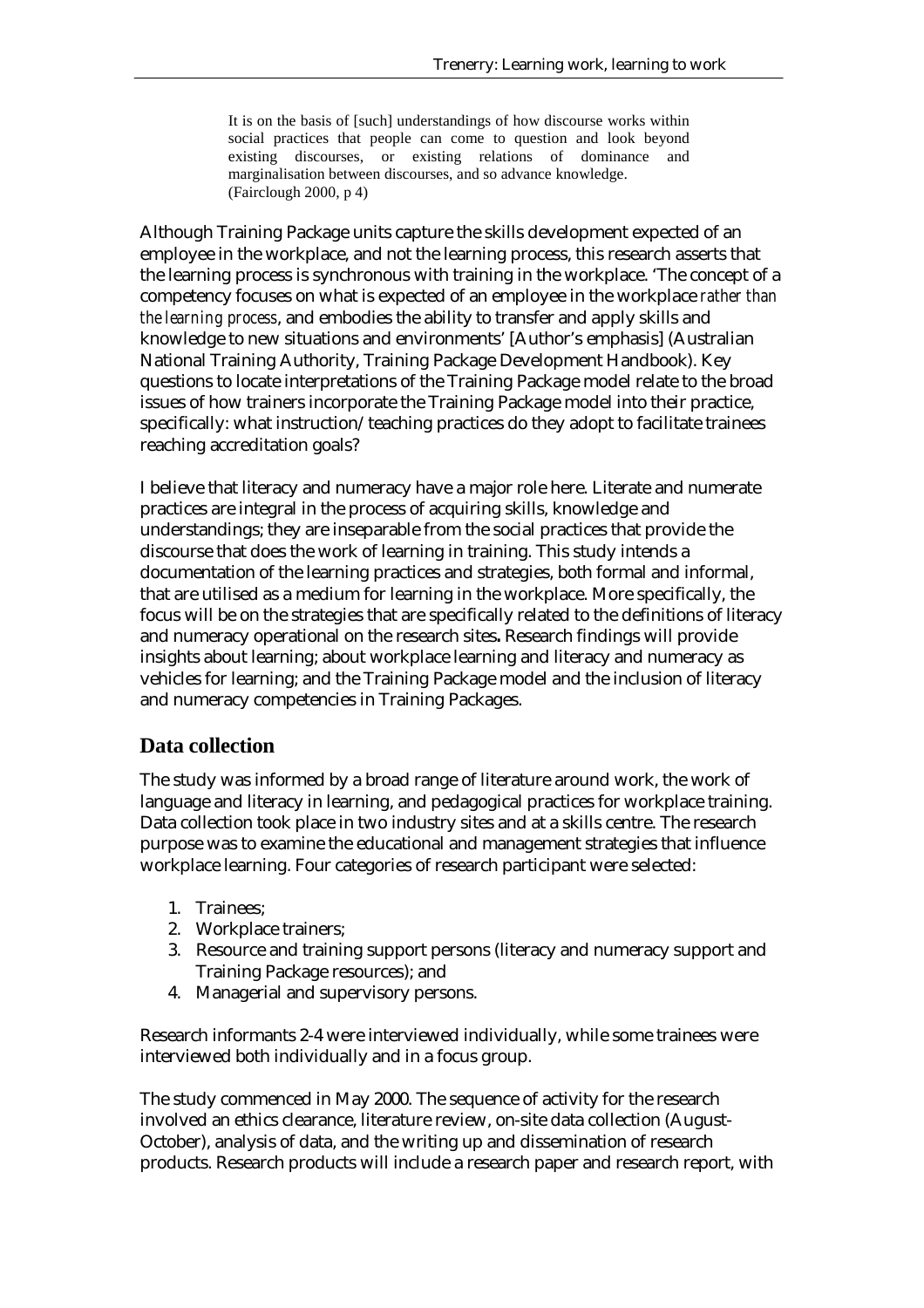> It is on the basis of [such] understandings of how discourse works within social practices that people can come to question and look beyond existing discourses, or existing relations of dominance and marginalisation between discourses, and so advance knowledge. (Fairclough 2000, p 4)

Although Training Package units capture the skills development expected of an employee in the workplace, and not the learning process, this research asserts that the learning process is synchronous with training in the workplace. 'The concept of a competency focuses on what is expected of an employee in the workplace *rather than the learning process*, and embodies the ability to transfer and apply skills and knowledge to new situations and environments' [Author's emphasis] (Australian National Training Authority, Training Package Development Handbook). Key questions to locate interpretations of the Training Package model relate to the broad issues of how trainers incorporate the Training Package model into their practice, specifically: what instruction/teaching practices do they adopt to facilitate trainees reaching accreditation goals?

I believe that literacy and numeracy have a major role here. Literate and numerate practices are integral in the process of acquiring skills, knowledge and understandings; they are inseparable from the social practices that provide the discourse that does the work of learning in training. This study intends a documentation of the learning practices and strategies, both formal and informal, that are utilised as a medium for learning in the workplace. More specifically, the focus will be on the strategies that are specifically related to the definitions of literacy and numeracy operational on the research sites**.** Research findings will provide insights about learning; about workplace learning and literacy and numeracy as vehicles for learning; and the Training Package model and the inclusion of literacy and numeracy competencies in Training Packages.

## Data collection

The study was informed by a broad range of literature around work, the work of language and literacy in learning, and pedagogical practices for workplace training. Data collection took place in two industry sites and at a skills centre. The research purpose was to examine the educational and management strategies that influence workplace learning. Four categories of research participant were selected:

1. Trainees;
2. Workplace trainers;
3. Resource and training support persons (literacy and numeracy support and Training Package resources); and
4. Managerial and supervisory persons.

Research informants 2-4 were interviewed individually, while some trainees were interviewed both individually and in a focus group.

The study commenced in May 2000. The sequence of activity for the research involved an ethics clearance, literature review, on-site data collection (August-October), analysis of data, and the writing up and dissemination of research products. Research products will include a research paper and research report, with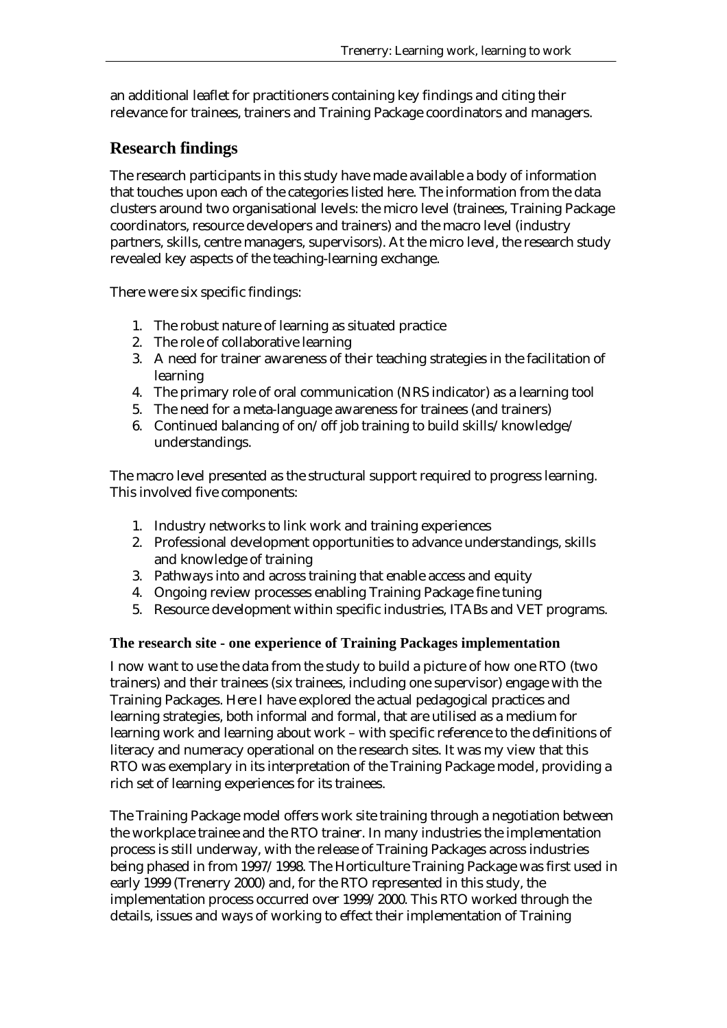an additional leaflet for practitioners containing key findings and citing their relevance for trainees, trainers and Training Package coordinators and managers.

## Research findings

The research participants in this study have made available a body of information that touches upon each of the categories listed here. The information from the data clusters around two organisational levels: the micro level (trainees, Training Package coordinators, resource developers and trainers) and the macro level (industry partners, skills, centre managers, supervisors). At the micro level, the research study revealed key aspects of the teaching-learning exchange.

There were six specific findings:

1. The robust nature of learning as situated practice
2. The role of collaborative learning
3. A need for trainer awareness of their teaching strategies in the facilitation of learning
4. The primary role of oral communication (NRS indicator) as a learning tool
5. The need for a meta-language awareness for trainees (and trainers)
6. Continued balancing of on/off job training to build skills/knowledge/understandings.

The macro level presented as the structural support required to progress learning. This involved five components:

1. Industry networks to link work and training experiences
2. Professional development opportunities to advance understandings, skills and knowledge of training
3. Pathways into and across training that enable access and equity
4. Ongoing review processes enabling Training Package fine tuning
5. Resource development within specific industries, ITABs and VET programs.

### The research site - one experience of Training Packages implementation

I now want to use the data from the study to build a picture of how one RTO (two trainers) and their trainees (six trainees, including one supervisor) engage with the Training Packages. Here I have explored the actual pedagogical practices and learning strategies, both informal and formal, that are utilised as a medium for learning work and learning about work – with specific reference to the definitions of literacy and numeracy operational on the research sites. It was my view that this RTO was exemplary in its interpretation of the Training Package model, providing a rich set of learning experiences for its trainees.

The Training Package model offers work site training through a negotiation between the workplace trainee and the RTO trainer. In many industries the implementation process is still underway, with the release of Training Packages across industries being phased in from 1997/1998. The Horticulture Training Package was first used in early 1999 (Trenerry 2000) and, for the RTO represented in this study, the implementation process occurred over 1999/2000. This RTO worked through the details, issues and ways of working to effect their implementation of Training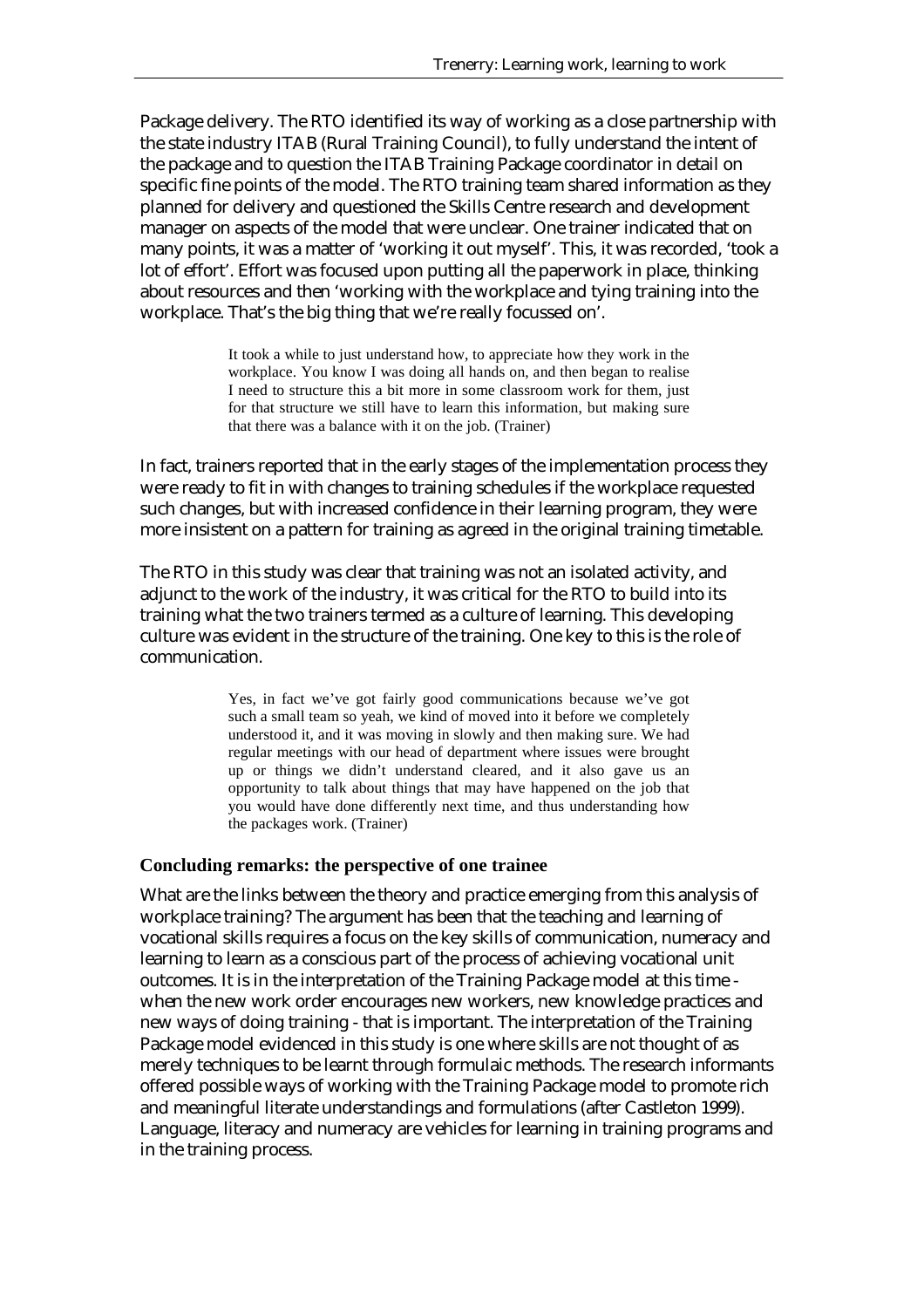Package delivery. The RTO identified its way of working as a close partnership with the state industry ITAB (Rural Training Council), to fully understand the intent of the package and to question the ITAB Training Package coordinator in detail on specific fine points of the model. The RTO training team shared information as they planned for delivery and questioned the Skills Centre research and development manager on aspects of the model that were unclear. One trainer indicated that on many points, it was a matter of 'working it out myself'. This, it was recorded, 'took a lot of effort'. Effort was focused upon putting all the paperwork in place, thinking about resources and then 'working with the workplace and tying training into the workplace. That's the big thing that we're really focussed on'.

> It took a while to just understand how, to appreciate how they work in the workplace. You know I was doing all hands on, and then began to realise I need to structure this a bit more in some classroom work for them, just for that structure we still have to learn this information, but making sure that there was a balance with it on the job. (Trainer)

In fact, trainers reported that in the early stages of the implementation process they were ready to fit in with changes to training schedules if the workplace requested such changes, but with increased confidence in their learning program, they were more insistent on a pattern for training as agreed in the original training timetable.

The RTO in this study was clear that training was not an isolated activity, and adjunct to the work of the industry, it was critical for the RTO to build into its training what the two trainers termed as a culture of learning. This developing culture was evident in the structure of the training. One key to this is the role of communication.

> Yes, in fact we've got fairly good communications because we've got such a small team so yeah, we kind of moved into it before we completely understood it, and it was moving in slowly and then making sure. We had regular meetings with our head of department where issues were brought up or things we didn't understand cleared, and it also gave us an opportunity to talk about things that may have happened on the job that you would have done differently next time, and thus understanding how the packages work. (Trainer)

### Concluding remarks: the perspective of one trainee

What are the links between the theory and practice emerging from this analysis of workplace training? The argument has been that the teaching and learning of vocational skills requires a focus on the key skills of communication, numeracy and learning to learn as a conscious part of the process of achieving vocational unit outcomes. It is in the interpretation of the Training Package model at this time - when the new work order encourages new workers, new knowledge practices and new ways of doing training - that is important. The interpretation of the Training Package model evidenced in this study is one where skills are not thought of as merely techniques to be learnt through formulaic methods. The research informants offered possible ways of working with the Training Package model to promote rich and meaningful literate understandings and formulations (after Castleton 1999). Language, literacy and numeracy are vehicles for learning in training programs and in the training process.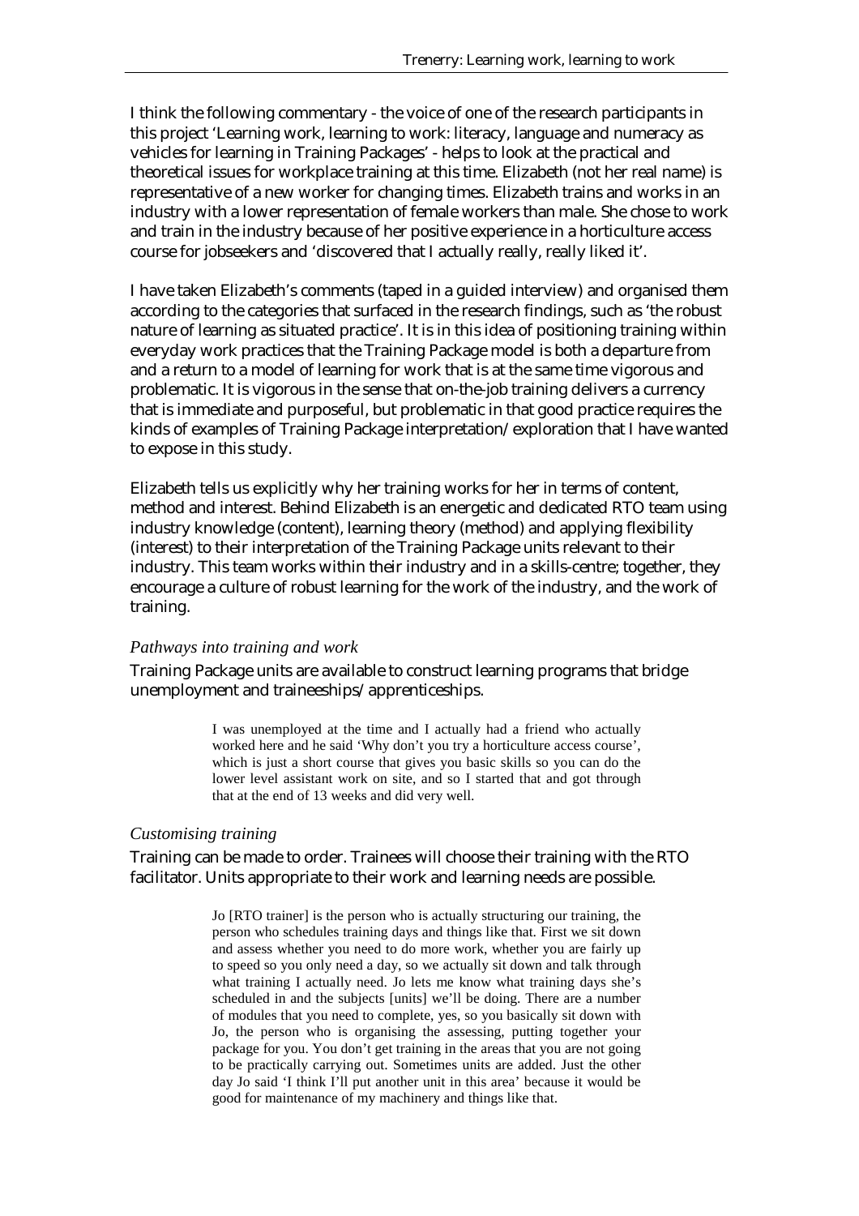I think the following commentary - the voice of one of the research participants in this project 'Learning work, learning to work: literacy, language and numeracy as vehicles for learning in Training Packages' - helps to look at the practical and theoretical issues for workplace training at this time. Elizabeth (not her real name) is representative of a new worker for changing times. Elizabeth trains and works in an industry with a lower representation of female workers than male. She chose to work and train in the industry because of her positive experience in a horticulture access course for jobseekers and 'discovered that I actually really, really liked it'.

I have taken Elizabeth's comments (taped in a guided interview) and organised them according to the categories that surfaced in the research findings, such as 'the robust nature of learning as situated practice'. It is in this idea of positioning training within everyday work practices that the Training Package model is both a departure from and a return to a model of learning for work that is at the same time vigorous and problematic. It is vigorous in the sense that on-the-job training delivers a currency that is immediate and purposeful, but problematic in that good practice requires the kinds of examples of Training Package interpretation/exploration that I have wanted to expose in this study.

Elizabeth tells us explicitly why her training works for her in terms of content, method and interest. Behind Elizabeth is an energetic and dedicated RTO team using industry knowledge (content), learning theory (method) and applying flexibility (interest) to their interpretation of the Training Package units relevant to their industry. This team works within their industry and in a skills-centre; together, they encourage a culture of robust learning for the work of the industry, and the work of training.

*Pathways into training and work*

Training Package units are available to construct learning programs that bridge unemployment and traineeships/apprenticeships.

> I was unemployed at the time and I actually had a friend who actually worked here and he said 'Why don't you try a horticulture access course', which is just a short course that gives you basic skills so you can do the lower level assistant work on site, and so I started that and got through that at the end of 13 weeks and did very well.

*Customising training*

Training can be made to order. Trainees will choose their training with the RTO facilitator. Units appropriate to their work and learning needs are possible.

> Jo [RTO trainer] is the person who is actually structuring our training, the person who schedules training days and things like that. First we sit down and assess whether you need to do more work, whether you are fairly up to speed so you only need a day, so we actually sit down and talk through what training I actually need. Jo lets me know what training days she's scheduled in and the subjects [units] we'll be doing. There are a number of modules that you need to complete, yes, so you basically sit down with Jo, the person who is organising the assessing, putting together your package for you. You don't get training in the areas that you are not going to be practically carrying out. Sometimes units are added. Just the other day Jo said 'I think I'll put another unit in this area' because it would be good for maintenance of my machinery and things like that.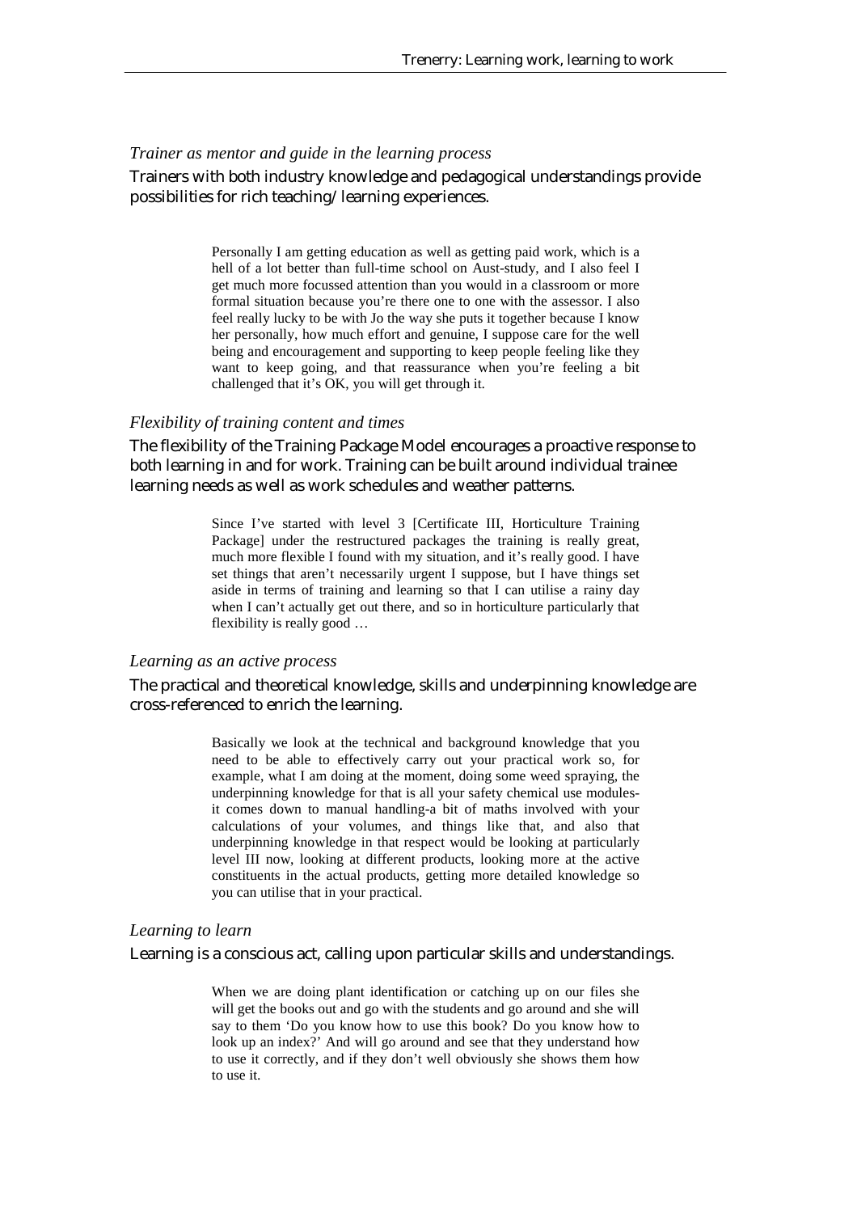### *Trainer as mentor and guide in the learning process*

Trainers with both industry knowledge and pedagogical understandings provide possibilities for rich teaching/learning experiences.

> Personally I am getting education as well as getting paid work, which is a hell of a lot better than full-time school on Aust-study, and I also feel I get much more focussed attention than you would in a classroom or more formal situation because you're there one to one with the assessor. I also feel really lucky to be with Jo the way she puts it together because I know her personally, how much effort and genuine, I suppose care for the well being and encouragement and supporting to keep people feeling like they want to keep going, and that reassurance when you're feeling a bit challenged that it's OK, you will get through it.

### *Flexibility of training content and times*

The flexibility of the Training Package Model encourages a proactive response to both learning in and for work. Training can be built around individual trainee learning needs as well as work schedules and weather patterns.

> Since I've started with level 3 [Certificate III, Horticulture Training Package] under the restructured packages the training is really great, much more flexible I found with my situation, and it's really good. I have set things that aren't necessarily urgent I suppose, but I have things set aside in terms of training and learning so that I can utilise a rainy day when I can't actually get out there, and so in horticulture particularly that flexibility is really good …

### *Learning as an active process*

The practical and theoretical knowledge, skills and underpinning knowledge are cross-referenced to enrich the learning.

> Basically we look at the technical and background knowledge that you need to be able to effectively carry out your practical work so, for example, what I am doing at the moment, doing some weed spraying, the underpinning knowledge for that is all your safety chemical use modules-it comes down to manual handling-a bit of maths involved with your calculations of your volumes, and things like that, and also that underpinning knowledge in that respect would be looking at particularly level III now, looking at different products, looking more at the active constituents in the actual products, getting more detailed knowledge so you can utilise that in your practical.

### *Learning to learn*

Learning is a conscious act, calling upon particular skills and understandings.

> When we are doing plant identification or catching up on our files she will get the books out and go with the students and go around and she will say to them 'Do you know how to use this book? Do you know how to look up an index?' And will go around and see that they understand how to use it correctly, and if they don't well obviously she shows them how to use it.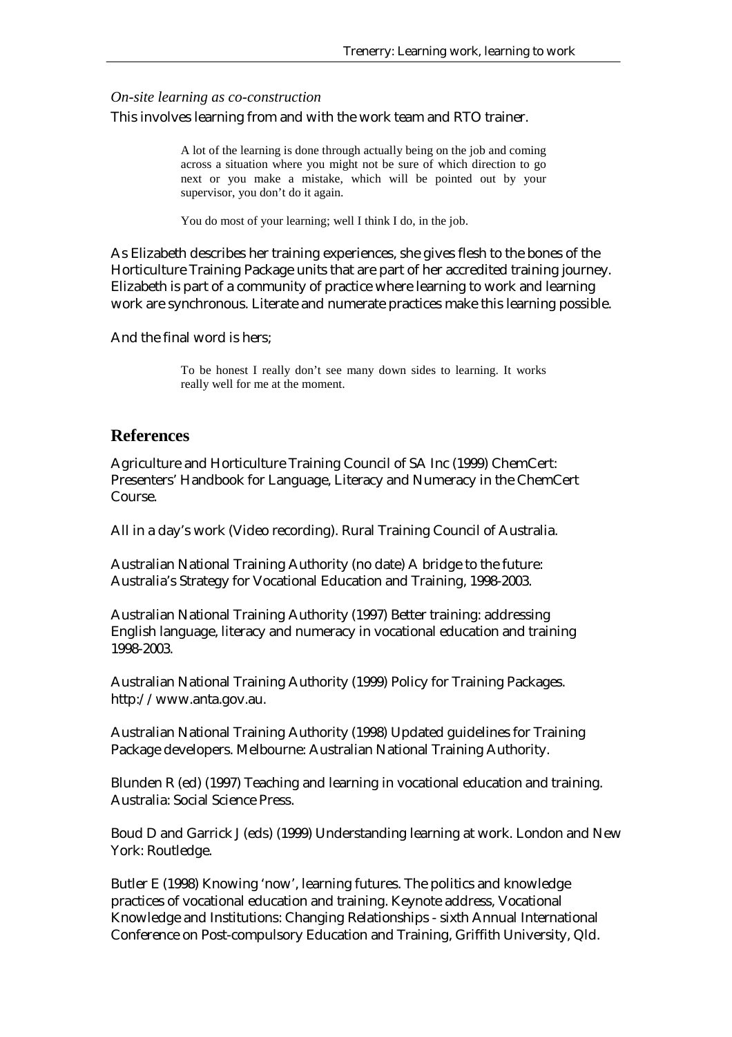*On-site learning as co-construction*

This involves learning from and with the work team and RTO trainer.

> A lot of the learning is done through actually being on the job and coming across a situation where you might not be sure of which direction to go next or you make a mistake, which will be pointed out by your supervisor, you don't do it again.
>
> You do most of your learning; well I think I do, in the job.

As Elizabeth describes her training experiences, she gives flesh to the bones of the Horticulture Training Package units that are part of her accredited training journey. Elizabeth is part of a community of practice where learning to work and learning work are synchronous. Literate and numerate practices make this learning possible.

And the final word is hers;

> To be honest I really don't see many down sides to learning. It works really well for me at the moment.

## References

Agriculture and Horticulture Training Council of SA Inc (1999) ChemCert: Presenters' Handbook for Language, Literacy and Numeracy in the ChemCert Course.

All in a day's work (Video recording). Rural Training Council of Australia.

Australian National Training Authority (no date) A bridge to the future: Australia's Strategy for Vocational Education and Training, 1998-2003.

Australian National Training Authority (1997) Better training: addressing English language, literacy and numeracy in vocational education and training 1998-2003.

Australian National Training Authority (1999) Policy for Training Packages. http://www.anta.gov.au.

Australian National Training Authority (1998) Updated guidelines for Training Package developers. Melbourne: Australian National Training Authority.

Blunden R (ed) (1997) Teaching and learning in vocational education and training. Australia: Social Science Press.

Boud D and Garrick J (eds) (1999) Understanding learning at work. London and New York: Routledge.

Butler E (1998) Knowing 'now', learning futures. The politics and knowledge practices of vocational education and training. Keynote address, Vocational Knowledge and Institutions: Changing Relationships - sixth Annual International Conference on Post-compulsory Education and Training, Griffith University, Qld.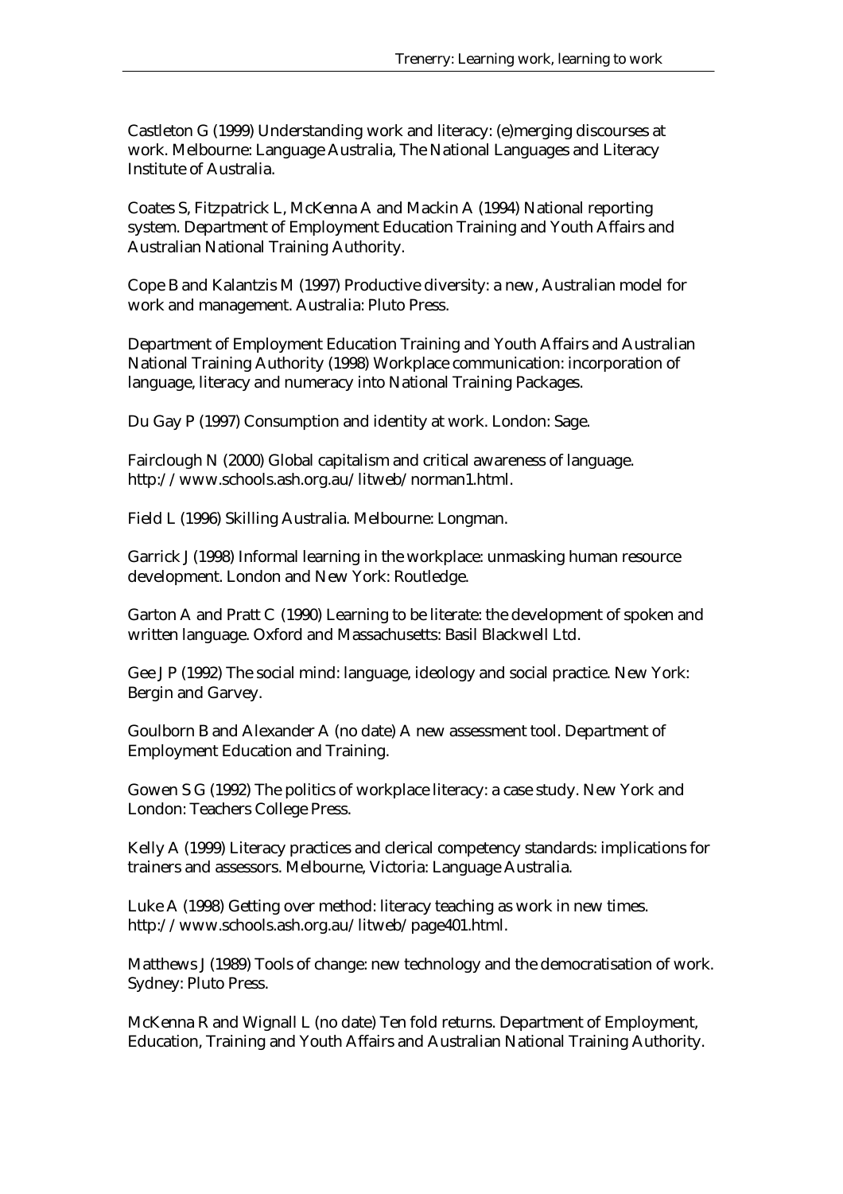Castleton G (1999) Understanding work and literacy: (e)merging discourses at work. Melbourne: Language Australia, The National Languages and Literacy Institute of Australia.

Coates S, Fitzpatrick L, McKenna A and Mackin A (1994) National reporting system. Department of Employment Education Training and Youth Affairs and Australian National Training Authority.

Cope B and Kalantzis M (1997) Productive diversity: a new, Australian model for work and management. Australia: Pluto Press.

Department of Employment Education Training and Youth Affairs and Australian National Training Authority (1998) Workplace communication: incorporation of language, literacy and numeracy into National Training Packages.

Du Gay P (1997) Consumption and identity at work. London: Sage.

Fairclough N (2000) Global capitalism and critical awareness of language. http://www.schools.ash.org.au/litweb/norman1.html.

Field L (1996) Skilling Australia. Melbourne: Longman.

Garrick J (1998) Informal learning in the workplace: unmasking human resource development. London and New York: Routledge.

Garton A and Pratt C (1990) Learning to be literate: the development of spoken and written language. Oxford and Massachusetts: Basil Blackwell Ltd.

Gee J P (1992) The social mind: language, ideology and social practice. New York: Bergin and Garvey.

Goulborn B and Alexander A (no date) A new assessment tool. Department of Employment Education and Training.

Gowen S G (1992) The politics of workplace literacy: a case study. New York and London: Teachers College Press.

Kelly A (1999) Literacy practices and clerical competency standards: implications for trainers and assessors. Melbourne, Victoria: Language Australia.

Luke A (1998) Getting over method: literacy teaching as work in new times. http://www.schools.ash.org.au/litweb/page401.html.

Matthews J (1989) Tools of change: new technology and the democratisation of work. Sydney: Pluto Press.

McKenna R and Wignall L (no date) Ten fold returns. Department of Employment, Education, Training and Youth Affairs and Australian National Training Authority.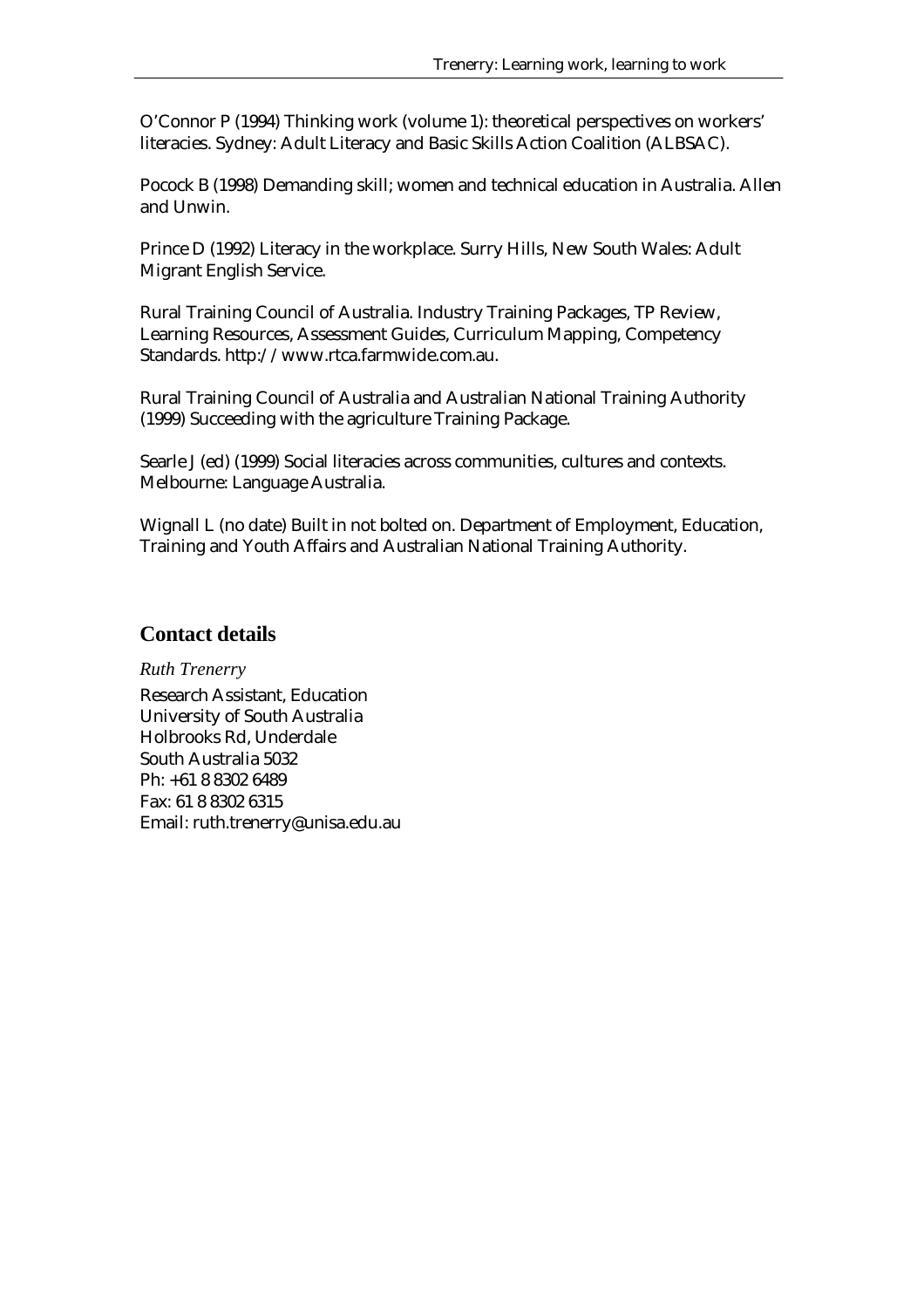O'Connor P (1994) Thinking work (volume 1): theoretical perspectives on workers' literacies. Sydney: Adult Literacy and Basic Skills Action Coalition (ALBSAC).

Pocock B (1998) Demanding skill; women and technical education in Australia. Allen and Unwin.

Prince D (1992) Literacy in the workplace. Surry Hills, New South Wales: Adult Migrant English Service.

Rural Training Council of Australia. Industry Training Packages, TP Review, Learning Resources, Assessment Guides, Curriculum Mapping, Competency Standards. http://www.rtca.farmwide.com.au.

Rural Training Council of Australia and Australian National Training Authority (1999) Succeeding with the agriculture Training Package.

Searle J (ed) (1999) Social literacies across communities, cultures and contexts. Melbourne: Language Australia.

Wignall L (no date) Built in not bolted on. Department of Employment, Education, Training and Youth Affairs and Australian National Training Authority.

## Contact details

*Ruth Trenerry*

Research Assistant, Education
University of South Australia
Holbrooks Rd, Underdale
South Australia 5032
Ph: +61 8 8302 6489
Fax: 61 8 8302 6315
Email: ruth.trenerry@unisa.edu.au